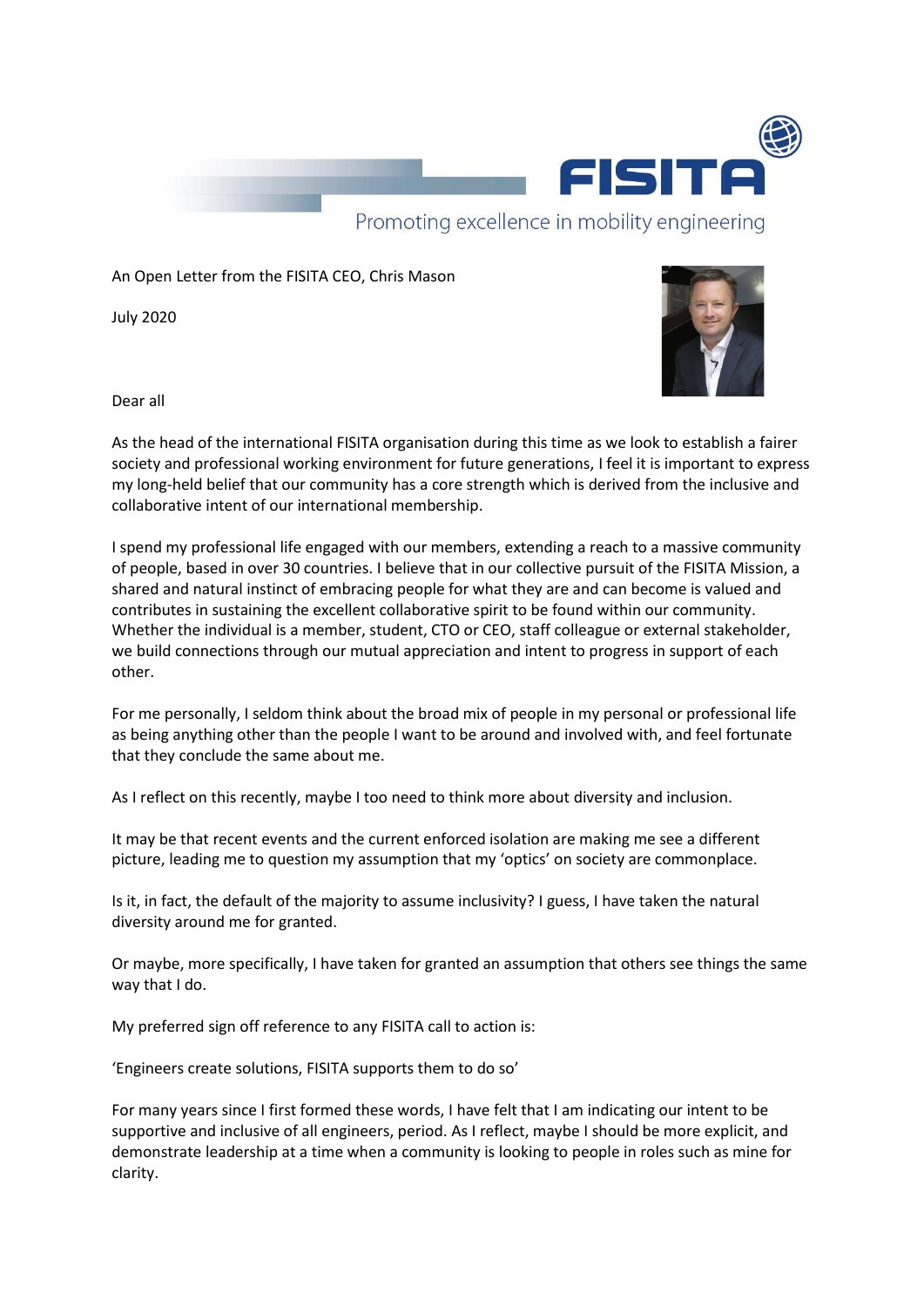FISITA

Promoting excellence in mobility engineering

An Open Letter from the FISITA CEO, Chris Mason

July 2020

Dear all

As the head of the international FISITA organisation during this time as we look to establish a fairer society and professional working environment for future generations, I feel it is important to express my long-held belief that our community has a core strength which is derived from the inclusive and collaborative intent of our international membership.

I spend my professional life engaged with our members, extending a reach to a massive community of people, based in over 30 countries. I believe that in our collective pursuit of the FISITA Mission, a shared and natural instinct of embracing people for what they are and can become is valued and contributes in sustaining the excellent collaborative spirit to be found within our community. Whether the individual is a member, student, CTO or CEO, staff colleague or external stakeholder, we build connections through our mutual appreciation and intent to progress in support of each other.

For me personally, I seldom think about the broad mix of people in my personal or professional life as being anything other than the people I want to be around and involved with, and feel fortunate that they conclude the same about me.

As I reflect on this recently, maybe I too need to think more about diversity and inclusion.

It may be that recent events and the current enforced isolation are making me see a different picture, leading me to question my assumption that my 'optics' on society are commonplace.

Is it, in fact, the default of the majority to assume inclusivity? I guess, I have taken the natural diversity around me for granted.

Or maybe, more specifically, I have taken for granted an assumption that others see things the same way that I do.

My preferred sign off reference to any FISITA call to action is:

'Engineers create solutions, FISITA supports them to do so'

For many years since I first formed these words, I have felt that I am indicating our intent to be supportive and inclusive of all engineers, period. As I reflect, maybe I should be more explicit, and demonstrate leadership at a time when a community is looking to people in roles such as mine for clarity.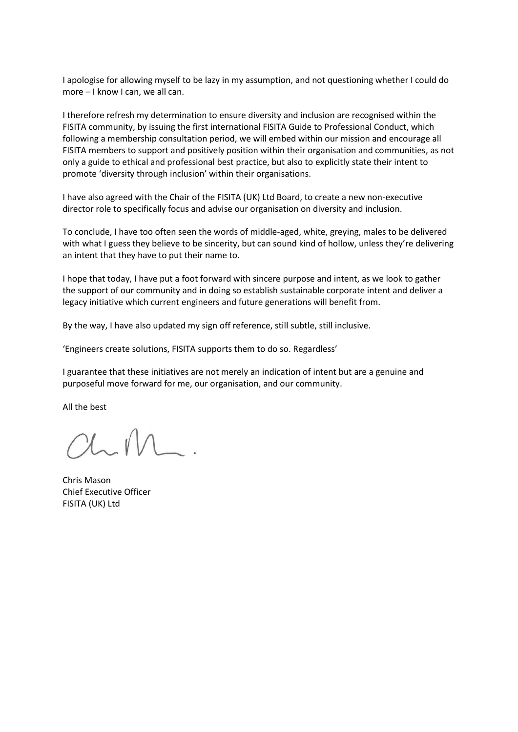I apologise for allowing myself to be lazy in my assumption, and not questioning whether I could do more – I know I can, we all can.

I therefore refresh my determination to ensure diversity and inclusion are recognised within the FISITA community, by issuing the first international FISITA Guide to Professional Conduct, which following a membership consultation period, we will embed within our mission and encourage all FISITA members to support and positively position within their organisation and communities, as not only a guide to ethical and professional best practice, but also to explicitly state their intent to promote 'diversity through inclusion' within their organisations.

I have also agreed with the Chair of the FISITA (UK) Ltd Board, to create a new non-executive director role to specifically focus and advise our organisation on diversity and inclusion.

To conclude, I have too often seen the words of middle-aged, white, greying, males to be delivered with what I guess they believe to be sincerity, but can sound kind of hollow, unless they're delivering an intent that they have to put their name to.

I hope that today, I have put a foot forward with sincere purpose and intent, as we look to gather the support of our community and in doing so establish sustainable corporate intent and deliver a legacy initiative which current engineers and future generations will benefit from.

By the way, I have also updated my sign off reference, still subtle, still inclusive.

'Engineers create solutions, FISITA supports them to do so. Regardless'

I guarantee that these initiatives are not merely an indication of intent but are a genuine and purposeful move forward for me, our organisation, and our community.

All the best

Chris Mason
Chief Executive Officer
FISITA (UK) Ltd